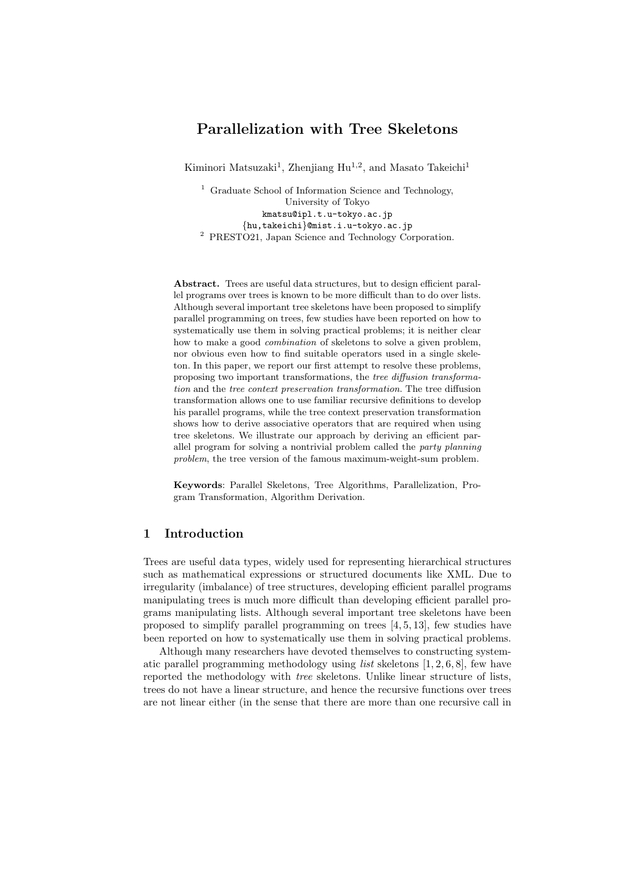# Parallelization with Tree Skeletons

Kiminori Matsuzaki[1], Zhenjiang Hu[1,2], and Masato Takeichi[1]

[1] Graduate School of Information Science and Technology,
University of Tokyo
kmatsu@ipl.t.u-tokyo.ac.jp
{hu,takeichi}@mist.i.u-tokyo.ac.jp
[2] PRESTO21, Japan Science and Technology Corporation.

**Abstract.** Trees are useful data structures, but to design efficient parallel programs over trees is known to be more difficult than to do over lists. Although several important tree skeletons have been proposed to simplify parallel programming on trees, few studies have been reported on how to systematically use them in solving practical problems; it is neither clear how to make a good *combination* of skeletons to solve a given problem, nor obvious even how to find suitable operators used in a single skeleton. In this paper, we report our first attempt to resolve these problems, proposing two important transformations, the *tree diffusion transformation* and the *tree context preservation transformation*. The tree diffusion transformation allows one to use familiar recursive definitions to develop his parallel programs, while the tree context preservation transformation shows how to derive associative operators that are required when using tree skeletons. We illustrate our approach by deriving an efficient parallel program for solving a nontrivial problem called the *party planning problem*, the tree version of the famous maximum-weight-sum problem.

**Keywords**: Parallel Skeletons, Tree Algorithms, Parallelization, Program Transformation, Algorithm Derivation.

## 1 Introduction

Trees are useful data types, widely used for representing hierarchical structures such as mathematical expressions or structured documents like XML. Due to irregularity (imbalance) of tree structures, developing efficient parallel programs manipulating trees is much more difficult than developing efficient parallel programs manipulating lists. Although several important tree skeletons have been proposed to simplify parallel programming on trees [4, 5, 13], few studies have been reported on how to systematically use them in solving practical problems.

Although many researchers have devoted themselves to constructing systematic parallel programming methodology using *list* skeletons [1, 2, 6, 8], few have reported the methodology with *tree* skeletons. Unlike linear structure of lists, trees do not have a linear structure, and hence the recursive functions over trees are not linear either (in the sense that there are more than one recursive call in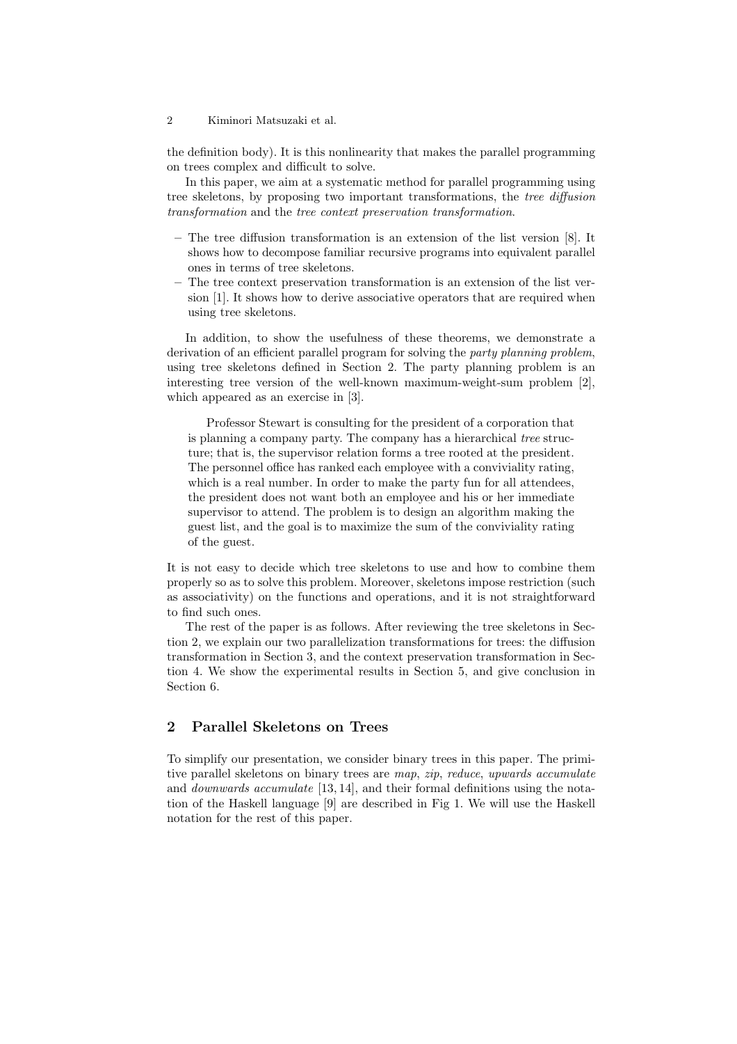the definition body). It is this nonlinearity that makes the parallel programming on trees complex and difficult to solve.

In this paper, we aim at a systematic method for parallel programming using tree skeletons, by proposing two important transformations, the *tree diffusion transformation* and the *tree context preservation transformation*.

- The tree diffusion transformation is an extension of the list version [8]. It shows how to decompose familiar recursive programs into equivalent parallel ones in terms of tree skeletons.
- The tree context preservation transformation is an extension of the list version [1]. It shows how to derive associative operators that are required when using tree skeletons.

In addition, to show the usefulness of these theorems, we demonstrate a derivation of an efficient parallel program for solving the *party planning problem*, using tree skeletons defined in Section 2. The party planning problem is an interesting tree version of the well-known maximum-weight-sum problem [2], which appeared as an exercise in [3].

> Professor Stewart is consulting for the president of a corporation that is planning a company party. The company has a hierarchical *tree* structure; that is, the supervisor relation forms a tree rooted at the president. The personnel office has ranked each employee with a conviviality rating, which is a real number. In order to make the party fun for all attendees, the president does not want both an employee and his or her immediate supervisor to attend. The problem is to design an algorithm making the guest list, and the goal is to maximize the sum of the conviviality rating of the guest.

It is not easy to decide which tree skeletons to use and how to combine them properly so as to solve this problem. Moreover, skeletons impose restriction (such as associativity) on the functions and operations, and it is not straightforward to find such ones.

The rest of the paper is as follows. After reviewing the tree skeletons in Section 2, we explain our two parallelization transformations for trees: the diffusion transformation in Section 3, and the context preservation transformation in Section 4. We show the experimental results in Section 5, and give conclusion in Section 6.

## 2 Parallel Skeletons on Trees

To simplify our presentation, we consider binary trees in this paper. The primitive parallel skeletons on binary trees are *map*, *zip*, *reduce*, *upwards accumulate* and *downwards accumulate* [13, 14], and their formal definitions using the notation of the Haskell language [9] are described in Fig 1. We will use the Haskell notation for the rest of this paper.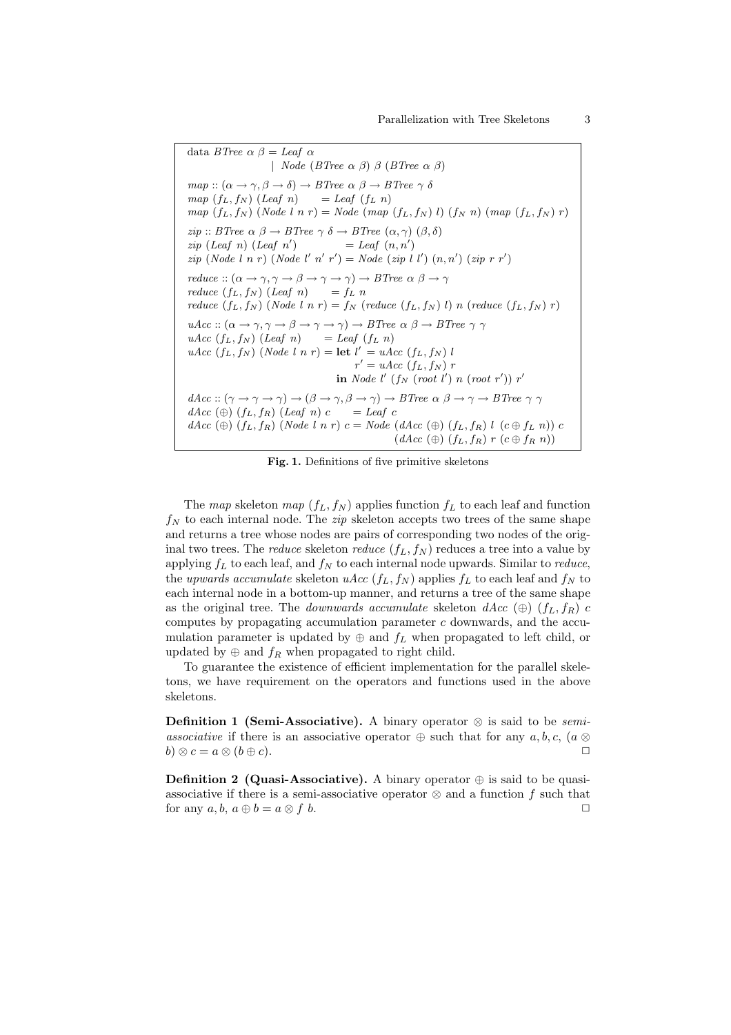```
data BTree α β = Leaf α
               | Node (BTree α β) β (BTree α β)

map :: (α → γ, β → δ) → BTree α β → BTree γ δ
map (f_L, f_N) (Leaf n)     = Leaf (f_L n)
map (f_L, f_N) (Node l n r) = Node (map (f_L, f_N) l) (f_N n) (map (f_L, f_N) r)

zip :: BTree α β → BTree γ δ → BTree (α, γ) (β, δ)
zip (Leaf n) (Leaf n')           = Leaf (n, n')
zip (Node l n r) (Node l' n' r') = Node (zip l l') (n, n') (zip r r')

reduce :: (α → γ, γ → β → γ → γ) → BTree α β → γ
reduce (f_L, f_N) (Leaf n)     = f_L n
reduce (f_L, f_N) (Node l n r) = f_N (reduce (f_L, f_N) l) n (reduce (f_L, f_N) r)

uAcc :: (α → γ, γ → β → γ → γ) → BTree α β → BTree γ γ
uAcc (f_L, f_N) (Leaf n)     = Leaf (f_L n)
uAcc (f_L, f_N) (Node l n r) = let l' = uAcc (f_L, f_N) l
                                   r' = uAcc (f_L, f_N) r
                               in Node l' (f_N (root l') n (root r')) r'

dAcc :: (γ → γ → γ) → (β → γ, β → γ) → BTree α β → γ → BTree γ γ
dAcc (⊕) (f_L, f_R) (Leaf n) c     = Leaf c
dAcc (⊕) (f_L, f_R) (Node l n r) c = Node (dAcc (⊕) (f_L, f_R) l (c ⊕ f_L n)) c
                                          (dAcc (⊕) (f_L, f_R) r (c ⊕ f_R n))
```

**Fig. 1.** Definitions of five primitive skeletons

The *map* skeleton *map* $(f_L, f_N)$ applies function $f_L$ to each leaf and function $f_N$ to each internal node. The *zip* skeleton accepts two trees of the same shape and returns a tree whose nodes are pairs of corresponding two nodes of the original two trees. The *reduce* skeleton *reduce* $(f_L, f_N)$ reduces a tree into a value by applying $f_L$ to each leaf, and $f_N$ to each internal node upwards. Similar to *reduce*, the *upwards accumulate* skeleton *uAcc* $(f_L, f_N)$ applies $f_L$ to each leaf and $f_N$ to each internal node in a bottom-up manner, and returns a tree of the same shape as the original tree. The *downwards accumulate* skeleton *dAcc* $(\oplus)$ $(f_L, f_R)$ $c$ computes by propagating accumulation parameter $c$ downwards, and the accumulation parameter is updated by $\oplus$ and $f_L$ when propagated to left child, or updated by $\oplus$ and $f_R$ when propagated to right child.

To guarantee the existence of efficient implementation for the parallel skeletons, we have requirement on the operators and functions used in the above skeletons.

**Definition 1 (Semi-Associative).** A binary operator $\otimes$ is said to be *semi-associative* if there is an associative operator $\oplus$ such that for any $a, b, c$, $(a \otimes b) \otimes c = a \otimes (b \oplus c)$. □

**Definition 2 (Quasi-Associative).** A binary operator $\oplus$ is said to be quasi-associative if there is a semi-associative operator $\otimes$ and a function $f$ such that for any $a, b$, $a \oplus b = a \otimes f\ b$. □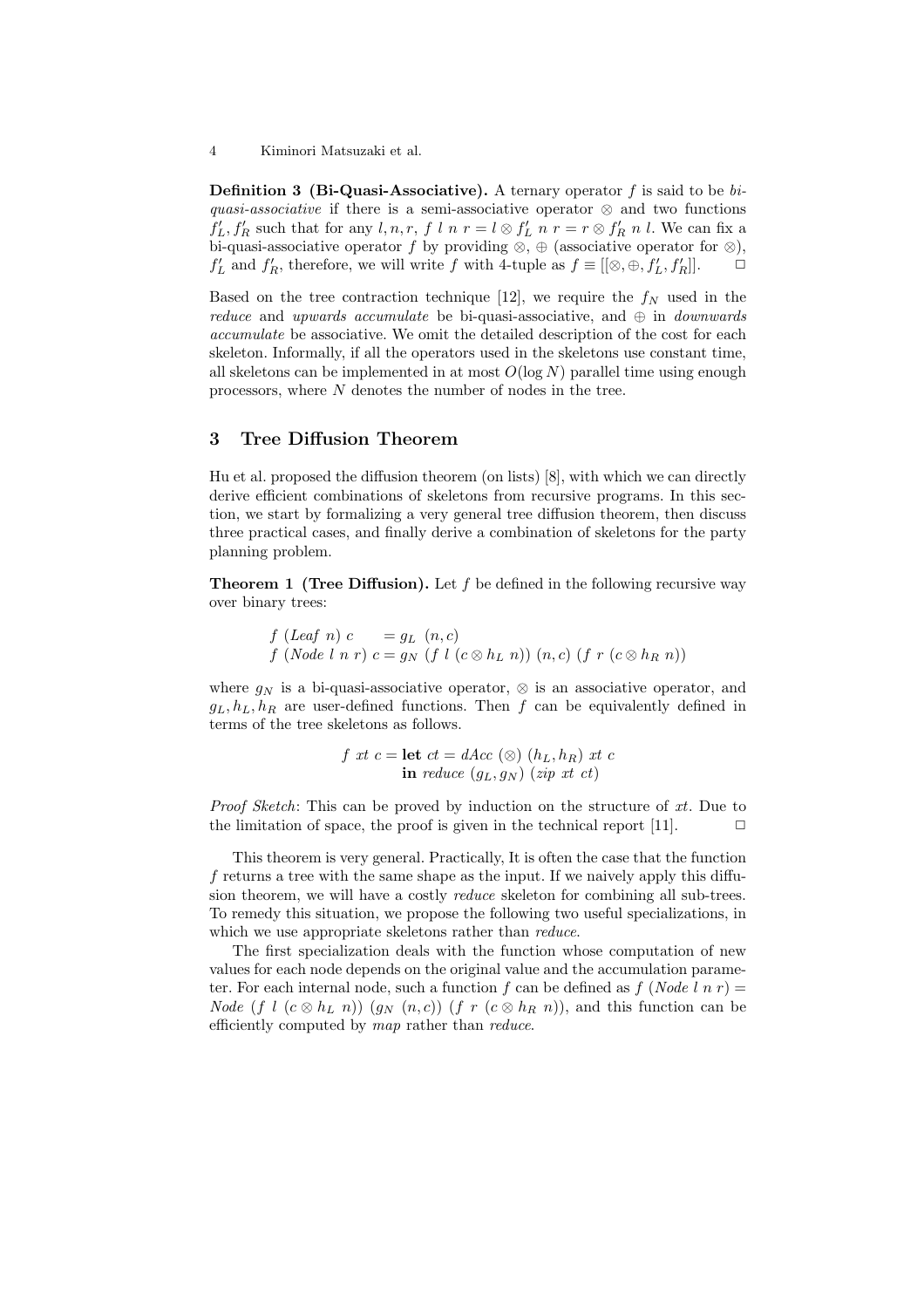**Definition 3 (Bi-Quasi-Associative).** A ternary operator $f$ is said to be *bi-quasi-associative* if there is a semi-associative operator $\otimes$ and two functions $f'_L, f'_R$ such that for any $l, n, r$, $f\ l\ n\ r = l \otimes f'_L\ n\ r = r \otimes f'_R\ n\ l$. We can fix a bi-quasi-associative operator $f$ by providing $\otimes$, $\oplus$ (associative operator for $\otimes$), $f'_L$ and $f'_R$, therefore, we will write $f$ with 4-tuple as $f \equiv [[\otimes, \oplus, f'_L, f'_R]]$. □

Based on the tree contraction technique [12], we require the $f_N$ used in the *reduce* and *upwards accumulate* be bi-quasi-associative, and $\oplus$ in *downwards accumulate* be associative. We omit the detailed description of the cost for each skeleton. Informally, if all the operators used in the skeletons use constant time, all skeletons can be implemented in at most $O(\log N)$ parallel time using enough processors, where $N$ denotes the number of nodes in the tree.

## 3 Tree Diffusion Theorem

Hu et al. proposed the diffusion theorem (on lists) [8], with which we can directly derive efficient combinations of skeletons from recursive programs. In this section, we start by formalizing a very general tree diffusion theorem, then discuss three practical cases, and finally derive a combination of skeletons for the party planning problem.

**Theorem 1 (Tree Diffusion).** Let $f$ be defined in the following recursive way over binary trees:

$$
\begin{aligned}
&f\ (\mathit{Leaf}\ n)\ c &&= g_L\ (n, c) \\
&f\ (\mathit{Node}\ l\ n\ r)\ c &&= g_N\ (f\ l\ (c \otimes h_L\ n))\ (n, c)\ (f\ r\ (c \otimes h_R\ n))
\end{aligned}
$$

where $g_N$ is a bi-quasi-associative operator, $\otimes$ is an associative operator, and $g_L, h_L, h_R$ are user-defined functions. Then $f$ can be equivalently defined in terms of the tree skeletons as follows.

$$
\begin{aligned}
f\ xt\ c = &\ \mathbf{let}\ ct = \mathit{dAcc}\ (\otimes)\ (h_L, h_R)\ xt\ c \\
&\ \mathbf{in}\ \mathit{reduce}\ (g_L, g_N)\ (\mathit{zip}\ xt\ ct)
\end{aligned}
$$

*Proof Sketch*: This can be proved by induction on the structure of $xt$. Due to the limitation of space, the proof is given in the technical report [11]. □

This theorem is very general. Practically, It is often the case that the function $f$ returns a tree with the same shape as the input. If we naively apply this diffusion theorem, we will have a costly *reduce* skeleton for combining all sub-trees. To remedy this situation, we propose the following two useful specializations, in which we use appropriate skeletons rather than *reduce*.

The first specialization deals with the function whose computation of new values for each node depends on the original value and the accumulation parameter. For each internal node, such a function $f$ can be defined as $f\ (\mathit{Node}\ l\ n\ r) = \mathit{Node}\ (f\ l\ (c \otimes h_L\ n))\ (g_N\ (n, c))\ (f\ r\ (c \otimes h_R\ n))$, and this function can be efficiently computed by *map* rather than *reduce*.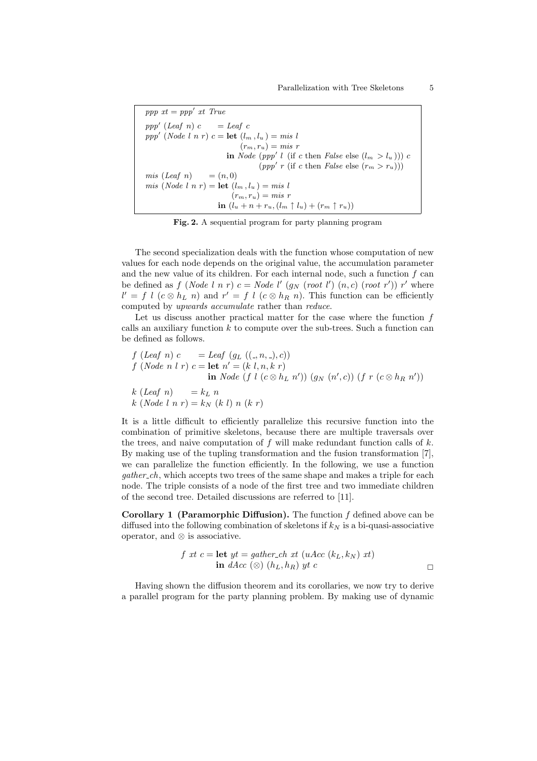$$
\begin{array}{l}
ppp\ xt = ppp'\ xt\ True \\[4pt]
ppp'\ (Leaf\ n)\ c \quad\ = Leaf\ c \\
ppp'\ (Node\ l\ n\ r)\ c = \mathbf{let}\ (l_m, l_u) = mis\ l \\
\qquad\qquad\qquad\qquad\qquad\ (r_m, r_u) = mis\ r \\
\qquad\qquad\qquad\qquad\ \mathbf{in}\ Node\ (ppp'\ l\ (\text{if } c \text{ then } False \text{ else } (l_m > l_u)))\ c \\
\qquad\qquad\qquad\qquad\qquad\qquad (ppp'\ r\ (\text{if } c \text{ then } False \text{ else } (r_m > r_u))) \\
mis\ (Leaf\ n) \quad\ = (n, 0) \\
mis\ (Node\ l\ n\ r) = \mathbf{let}\ (l_m, l_u) = mis\ l \\
\qquad\qquad\qquad\qquad\quad (r_m, r_u) = mis\ r \\
\qquad\qquad\qquad\quad \mathbf{in}\ (l_u + n + r_u, (l_m \uparrow l_u) + (r_m \uparrow r_u))
\end{array}
$$

**Fig. 2.** A sequential program for party planning program

The second specialization deals with the function whose computation of new values for each node depends on the original value, the accumulation parameter and the new value of its children. For each internal node, such a function $f$ can be defined as $f\ (Node\ l\ n\ r)\ c = Node\ l'\ (g_N\ (root\ l')\ (n, c)\ (root\ r'))\ r'$ where $l' = f\ l\ (c \otimes h_L\ n)$ and $r' = f\ l\ (c \otimes h_R\ n)$. This function can be efficiently computed by *upwards accumulate* rather than *reduce*.

Let us discuss another practical matter for the case where the function $f$ calls an auxiliary function $k$ to compute over the sub-trees. Such a function can be defined as follows.

$$
\begin{array}{l}
f\ (Leaf\ n)\ c \quad\ = Leaf\ (g_L\ ((\_, n, \_), c)) \\
f\ (Node\ n\ l\ r)\ c = \mathbf{let}\ n' = (k\ l, n, k\ r) \\
\qquad\qquad\qquad\qquad \mathbf{in}\ Node\ (f\ l\ (c \otimes h_L\ n'))\ (g_N\ (n', c))\ (f\ r\ (c \otimes h_R\ n')) \\[4pt]
k\ (Leaf\ n) \quad\ = k_L\ n \\
k\ (Node\ l\ n\ r) = k_N\ (k\ l)\ n\ (k\ r)
\end{array}
$$

It is a little difficult to efficiently parallelize this recursive function into the combination of primitive skeletons, because there are multiple traversals over the trees, and naive computation of $f$ will make redundant function calls of $k$. By making use of the tupling transformation and the fusion transformation [7], we can parallelize the function efficiently. In the following, we use a function *gather_ch*, which accepts two trees of the same shape and makes a triple for each node. The triple consists of a node of the first tree and two immediate children of the second tree. Detailed discussions are referred to [11].

**Corollary 1 (Paramorphic Diffusion).** The function $f$ defined above can be diffused into the following combination of skeletons if $k_N$ is a bi-quasi-associative operator, and $\otimes$ is associative.

$$
\begin{array}{l}
f\ xt\ c = \mathbf{let}\ yt = gather\_ch\ xt\ (uAcc\ (k_L, k_N)\ xt) \\
\qquad\qquad \mathbf{in}\ dAcc\ (\otimes)\ (h_L, h_R)\ yt\ c
\end{array}
$$

□

Having shown the diffusion theorem and its corollaries, we now try to derive a parallel program for the party planning problem. By making use of dynamic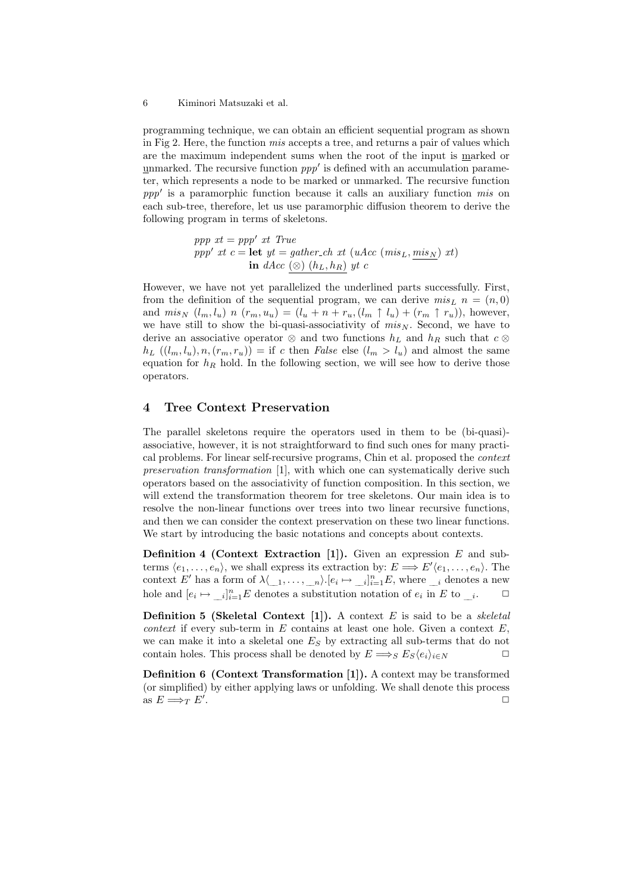programming technique, we can obtain an efficient sequential program as shown in Fig 2. Here, the function *mis* accepts a tree, and returns a pair of values which are the maximum independent sums when the root of the input is marked or unmarked. The recursive function $ppp'$ is defined with an accumulation parameter, which represents a node to be marked or unmarked. The recursive function $ppp'$ is a paramorphic function because it calls an auxiliary function *mis* on each sub-tree, therefore, let us use paramorphic diffusion theorem to derive the following program in terms of skeletons.

$$
\begin{aligned}
&ppp\ xt = ppp'\ xt\ \mathit{True} \\
&ppp'\ xt\ c = \mathbf{let}\ yt = \mathit{gather\_ch}\ xt\ (uAcc\ (mis_L, \underline{mis_N})\ xt) \\
&\qquad\qquad\quad \mathbf{in}\ dAcc\ \underline{(\otimes)}\ \underline{(h_L, h_R)}\ yt\ c
\end{aligned}
$$

However, we have not yet parallelized the underlined parts successfully. First, from the definition of the sequential program, we can derive $mis_L\ n = (n, 0)$ and $mis_N\ (l_m, l_u)\ n\ (r_m, u_u) = (l_u + n + r_u, (l_m \uparrow l_u) + (r_m \uparrow r_u))$, however, we have still to show the bi-quasi-associativity of $mis_N$. Second, we have to derive an associative operator $\otimes$ and two functions $h_L$ and $h_R$ such that $c \otimes h_L\ ((l_m, l_u), n, (r_m, r_u)) =$ if $c$ then *False* else $(l_m > l_u)$ and almost the same equation for $h_R$ hold. In the following section, we will see how to derive those operators.

## 4 Tree Context Preservation

The parallel skeletons require the operators used in them to be (bi-quasi)-associative, however, it is not straightforward to find such ones for many practical problems. For linear self-recursive programs, Chin et al. proposed the *context preservation transformation* [1], with which one can systematically derive such operators based on the associativity of function composition. In this section, we will extend the transformation theorem for tree skeletons. Our main idea is to resolve the non-linear functions over trees into two linear recursive functions, and then we can consider the context preservation on these two linear functions. We start by introducing the basic notations and concepts about contexts.

**Definition 4 (Context Extraction [1]).** Given an expression $E$ and sub-terms $\langle e_1, \ldots, e_n \rangle$, we shall express its extraction by: $E \Longrightarrow E'\langle e_1, \ldots, e_n \rangle$. The context $E'$ has a form of $\lambda\langle \_{}_1, \ldots, \_{}_n \rangle.[e_i \mapsto \_{}_i]_{i=1}^{n} E$, where $\_{}_i$ denotes a new hole and $[e_i \mapsto \_{}_i]_{i=1}^{n} E$ denotes a substitution notation of $e_i$ in $E$ to $\_{}_i$. □

**Definition 5 (Skeletal Context [1]).** A context $E$ is said to be a *skeletal context* if every sub-term in $E$ contains at least one hole. Given a context $E$, we can make it into a skeletal one $E_S$ by extracting all sub-terms that do not contain holes. This process shall be denoted by $E \Longrightarrow_S E_S\langle e_i \rangle_{i \in N}$ □

**Definition 6 (Context Transformation [1]).** A context may be transformed (or simplified) by either applying laws or unfolding. We shall denote this process as $E \Longrightarrow_T E'$. □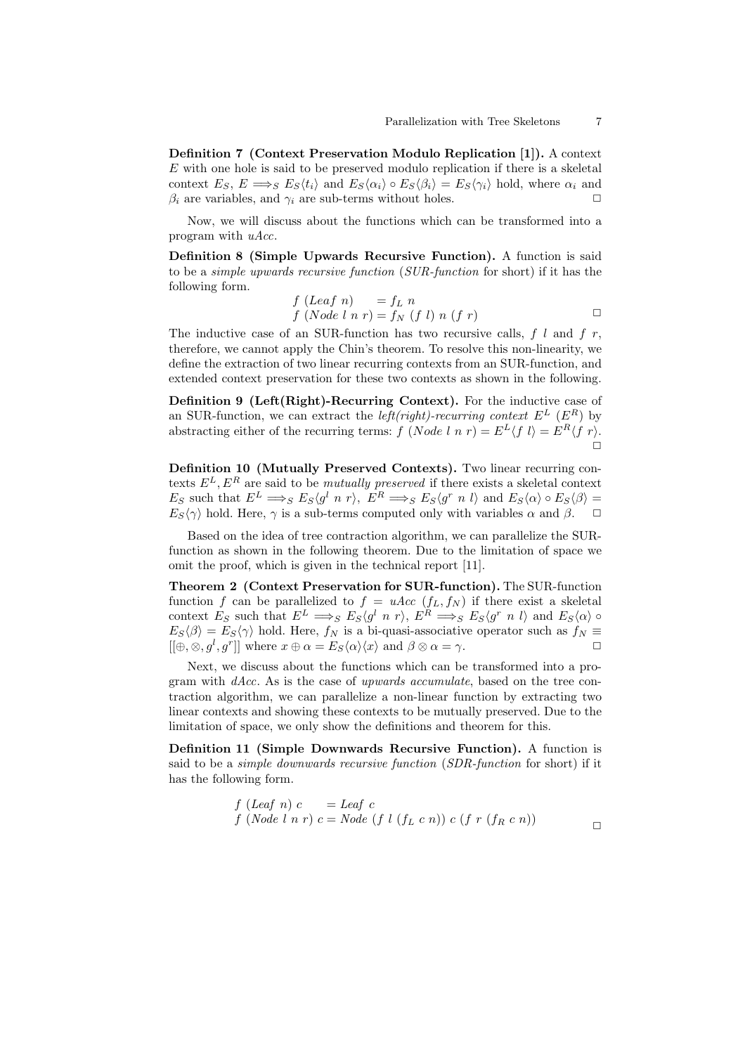**Definition 7 (Context Preservation Modulo Replication [1]).** A context $E$ with one hole is said to be preserved modulo replication if there is a skeletal context $E_S$, $E \Longrightarrow_S E_S\langle t_i \rangle$ and $E_S\langle \alpha_i \rangle \circ E_S\langle \beta_i \rangle = E_S\langle \gamma_i \rangle$ hold, where $\alpha_i$ and $\beta_i$ are variables, and $\gamma_i$ are sub-terms without holes. $\Box$

Now, we will discuss about the functions which can be transformed into a program with *uAcc*.

**Definition 8 (Simple Upwards Recursive Function).** A function is said to be a *simple upwards recursive function* (*SUR-function* for short) if it has the following form.

$$
\begin{array}{ll}
f\ (Leaf\ n) & = f_L\ n \\
f\ (Node\ l\ n\ r) & = f_N\ (f\ l)\ n\ (f\ r)
\end{array}
\qquad \Box
$$

The inductive case of an SUR-function has two recursive calls, $f\ l$ and $f\ r$, therefore, we cannot apply the Chin's theorem. To resolve this non-linearity, we define the extraction of two linear recurring contexts from an SUR-function, and extended context preservation for these two contexts as shown in the following.

**Definition 9 (Left(Right)-Recurring Context).** For the inductive case of an SUR-function, we can extract the *left(right)-recurring context* $E^L$ ($E^R$) by abstracting either of the recurring terms: $f\ (Node\ l\ n\ r) = E^L\langle f\ l \rangle = E^R\langle f\ r \rangle$. $\Box$

**Definition 10 (Mutually Preserved Contexts).** Two linear recurring contexts $E^L, E^R$ are said to be *mutually preserved* if there exists a skeletal context $E_S$ such that $E^L \Longrightarrow_S E_S\langle g^l\ n\ r \rangle$, $E^R \Longrightarrow_S E_S\langle g^r\ n\ l \rangle$ and $E_S\langle \alpha \rangle \circ E_S\langle \beta \rangle = E_S\langle \gamma \rangle$ hold. Here, $\gamma$ is a sub-terms computed only with variables $\alpha$ and $\beta$. $\Box$

Based on the idea of tree contraction algorithm, we can parallelize the SUR-function as shown in the following theorem. Due to the limitation of space we omit the proof, which is given in the technical report [11].

**Theorem 2 (Context Preservation for SUR-function).** The SUR-function function $f$ can be parallelized to $f = uAcc\ (f_L, f_N)$ if there exist a skeletal context $E_S$ such that $E^L \Longrightarrow_S E_S\langle g^l\ n\ r \rangle$, $E^R \Longrightarrow_S E_S\langle g^r\ n\ l \rangle$ and $E_S\langle \alpha \rangle \circ E_S\langle \beta \rangle = E_S\langle \gamma \rangle$ hold. Here, $f_N$ is a bi-quasi-associative operator such as $f_N \equiv [[\oplus, \otimes, g^l, g^r]]$ where $x \oplus \alpha = E_S\langle \alpha \rangle\langle x \rangle$ and $\beta \otimes \alpha = \gamma$. $\Box$

Next, we discuss about the functions which can be transformed into a program with *dAcc*. As is the case of *upwards accumulate*, based on the tree contraction algorithm, we can parallelize a non-linear function by extracting two linear contexts and showing these contexts to be mutually preserved. Due to the limitation of space, we only show the definitions and theorem for this.

**Definition 11 (Simple Downwards Recursive Function).** A function is said to be a *simple downwards recursive function* (*SDR-function* for short) if it has the following form.

$$
\begin{array}{ll}
f\ (Leaf\ n)\ c & = Leaf\ c \\
f\ (Node\ l\ n\ r)\ c & = Node\ (f\ l\ (f_L\ c\ n))\ c\ (f\ r\ (f_R\ c\ n))
\end{array}
\qquad \Box
$$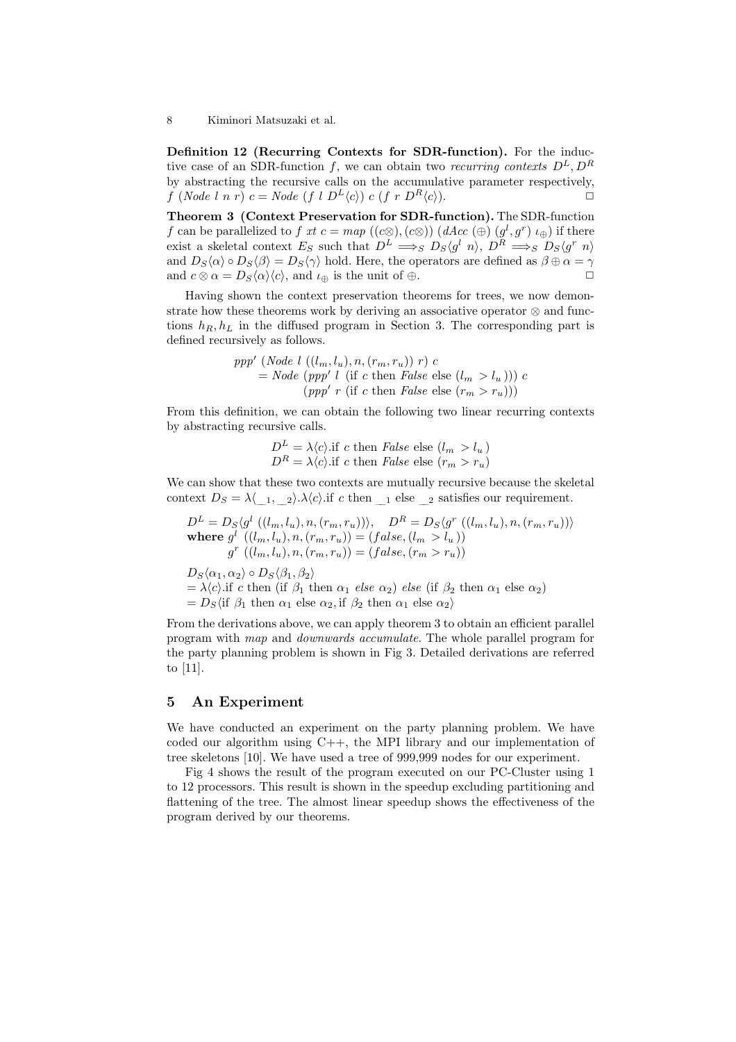**Definition 12 (Recurring Contexts for SDR-function).** For the inductive case of an SDR-function $f$, we can obtain two *recurring contexts* $D^L, D^R$ by abstracting the recursive calls on the accumulative parameter respectively, $f\ (Node\ l\ n\ r)\ c = Node\ (f\ l\ D^L\langle c\rangle)\ c\ (f\ r\ D^R\langle c\rangle)$. □

**Theorem 3 (Context Preservation for SDR-function).** The SDR-function $f$ can be parallelized to $f\ xt\ c = map\ ((c\otimes),(c\otimes))\ (dAcc\ (\oplus)\ (g^l, g^r)\ \iota_\oplus)$ if there exist a skeletal context $E_S$ such that $D^L \Longrightarrow_S D_S\langle g^l\ n\rangle$, $D^R \Longrightarrow_S D_S\langle g^r\ n\rangle$ and $D_S\langle\alpha\rangle \circ D_S\langle\beta\rangle = D_S\langle\gamma\rangle$ hold. Here, the operators are defined as $\beta \oplus \alpha = \gamma$ and $c \otimes \alpha = D_S\langle\alpha\rangle\langle c\rangle$, and $\iota_\oplus$ is the unit of $\oplus$. □

Having shown the context preservation theorems for trees, we now demonstrate how these theorems work by deriving an associative operator $\otimes$ and functions $h_R, h_L$ in the diffused program in Section 3. The corresponding part is defined recursively as follows.

$$
\begin{aligned}
&ppp'\ (Node\ l\ ((l_m, l_u), n, (r_m, r_u))\ r)\ c \\
&\quad = Node\ (ppp'\ l\ (\text{if } c \text{ then } False \text{ else } (l_m > l_u)))\ c \\
&\qquad\quad (ppp'\ r\ (\text{if } c \text{ then } False \text{ else } (r_m > r_u)))
\end{aligned}
$$

From this definition, we can obtain the following two linear recurring contexts by abstracting recursive calls.

$$
\begin{aligned}
D^L &= \lambda\langle c\rangle.\text{if } c \text{ then } False \text{ else } (l_m > l_u) \\
D^R &= \lambda\langle c\rangle.\text{if } c \text{ then } False \text{ else } (r_m > r_u)
\end{aligned}
$$

We can show that these two contexts are mutually recursive because the skeletal context $D_S = \lambda\langle\_{}_1, \_{}_2\rangle.\lambda\langle c\rangle.\text{if } c \text{ then } \_{}_1 \text{ else } \_{}_2$ satisfies our requirement.

$$
\begin{aligned}
&D^L = D_S\langle g^l\ ((l_m, l_u), n, (r_m, r_u))\rangle, \quad D^R = D_S\langle g^r\ ((l_m, l_u), n, (r_m, r_u))\rangle \\
&\textbf{where } g^l\ ((l_m, l_u), n, (r_m, r_u)) = (false, (l_m > l_u)) \\
&\qquad\quad\ g^r\ ((l_m, l_u), n, (r_m, r_u)) = (false, (r_m > r_u))
\end{aligned}
$$

$$
\begin{aligned}
&D_S\langle\alpha_1, \alpha_2\rangle \circ D_S\langle\beta_1, \beta_2\rangle \\
&= \lambda\langle c\rangle.\text{if } c \text{ then } (\text{if } \beta_1 \text{ then } \alpha_1\ \textit{else}\ \alpha_2)\ \textit{else}\ (\text{if } \beta_2 \text{ then } \alpha_1 \text{ else } \alpha_2) \\
&= D_S\langle \text{if } \beta_1 \text{ then } \alpha_1 \text{ else } \alpha_2, \text{if } \beta_2 \text{ then } \alpha_1 \text{ else } \alpha_2\rangle
\end{aligned}
$$

From the derivations above, we can apply theorem 3 to obtain an efficient parallel program with *map* and *downwards accumulate*. The whole parallel program for the party planning problem is shown in Fig 3. Detailed derivations are referred to [11].

## 5 An Experiment

We have conducted an experiment on the party planning problem. We have coded our algorithm using C++, the MPI library and our implementation of tree skeletons [10]. We have used a tree of 999,999 nodes for our experiment.

Fig 4 shows the result of the program executed on our PC-Cluster using 1 to 12 processors. This result is shown in the speedup excluding partitioning and flattening of the tree. The almost linear speedup shows the effectiveness of the program derived by our theorems.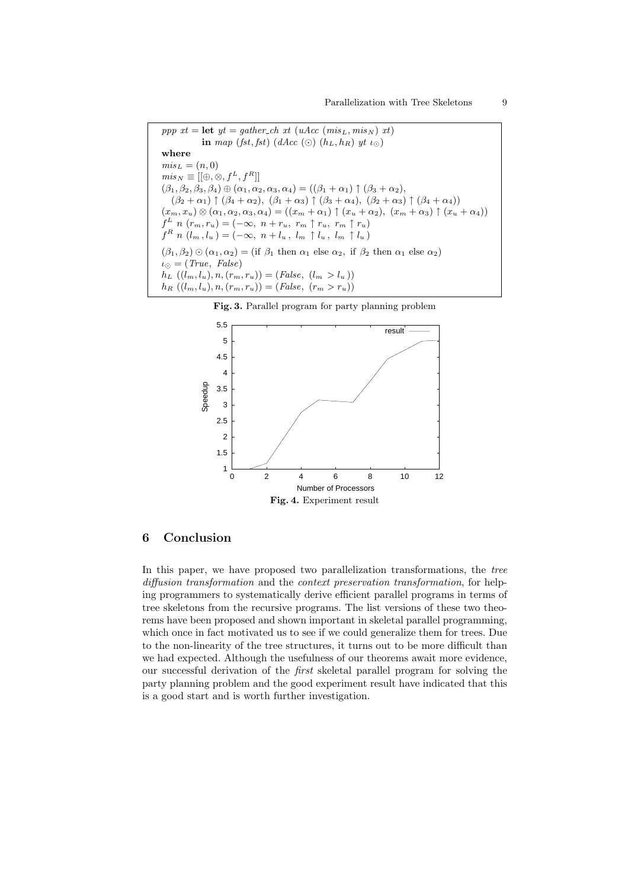```
ppp xt = let yt = gather_ch xt (uAcc (mis_L, mis_N) xt)
         in map (fst, fst) (dAcc (⊙) (h_L, h_R) yt ι_⊙)
where
mis_L = (n, 0)
mis_N ≡ [[⊕, ⊗, f^L, f^R]]
(β1, β2, β3, β4) ⊕ (α1, α2, α3, α4) = ((β1 + α1) ↑ (β3 + α2),
    (β2 + α1) ↑ (β4 + α2), (β1 + α3) ↑ (β3 + α4), (β2 + α3) ↑ (β4 + α4))
(x_m, x_u) ⊗ (α1, α2, α3, α4) = ((x_m + α1) ↑ (x_u + α2), (x_m + α3) ↑ (x_u + α4))
f^L n (r_m, r_u) = (−∞, n + r_u, r_m ↑ r_u, r_m ↑ r_u)
f^R n (l_m, l_u) = (−∞, n + l_u, l_m ↑ l_u, l_m ↑ l_u)
(β1, β2) ⊙ (α1, α2) = (if β1 then α1 else α2, if β2 then α1 else α2)
ι_⊙ = (True, False)
h_L ((l_m, l_u), n, (r_m, r_u)) = (False, (l_m > l_u))
h_R ((l_m, l_u), n, (r_m, r_u)) = (False, (r_m > r_u))
```

**Fig. 3.** Parallel program for party planning problem

**Fig. 4.** Experiment result

## 6 Conclusion

In this paper, we have proposed two parallelization transformations, the *tree diffusion transformation* and the *context preservation transformation*, for helping programmers to systematically derive efficient parallel programs in terms of tree skeletons from the recursive programs. The list versions of these two theorems have been proposed and shown important in skeletal parallel programming, which once in fact motivated us to see if we could generalize them for trees. Due to the non-linearity of the tree structures, it turns out to be more difficult than we had expected. Although the usefulness of our theorems await more evidence, our successful derivation of the *first* skeletal parallel program for solving the party planning problem and the good experiment result have indicated that this is a good start and is worth further investigation.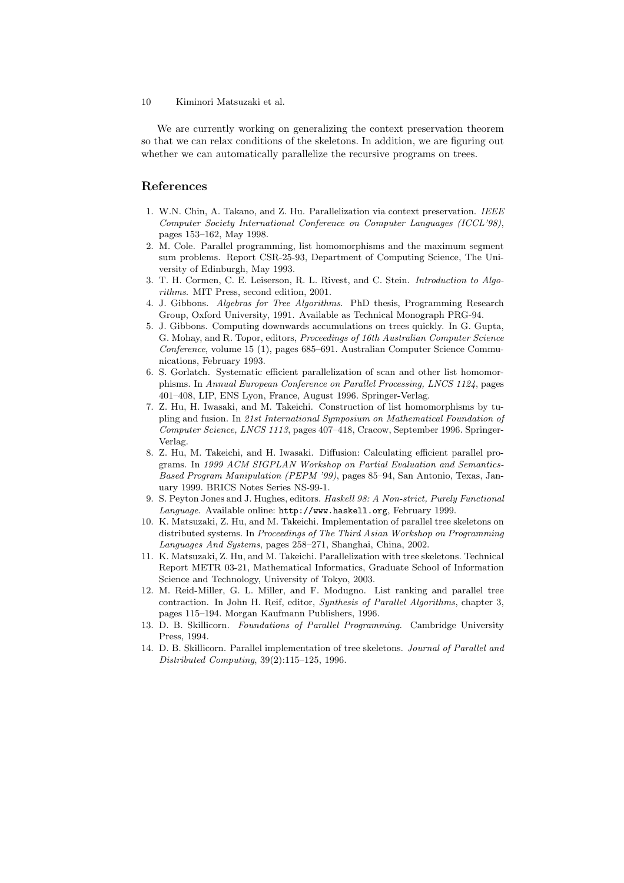We are currently working on generalizing the context preservation theorem so that we can relax conditions of the skeletons. In addition, we are figuring out whether we can automatically parallelize the recursive programs on trees.

## References

1. W.N. Chin, A. Takano, and Z. Hu. Parallelization via context preservation. *IEEE Computer Society International Conference on Computer Languages (ICCL'98)*, pages 153–162, May 1998.
2. M. Cole. Parallel programming, list homomorphisms and the maximum segment sum problems. Report CSR-25-93, Department of Computing Science, The University of Edinburgh, May 1993.
3. T. H. Cormen, C. E. Leiserson, R. L. Rivest, and C. Stein. *Introduction to Algorithms*. MIT Press, second edition, 2001.
4. J. Gibbons. *Algebras for Tree Algorithms*. PhD thesis, Programming Research Group, Oxford University, 1991. Available as Technical Monograph PRG-94.
5. J. Gibbons. Computing downwards accumulations on trees quickly. In G. Gupta, G. Mohay, and R. Topor, editors, *Proceedings of 16th Australian Computer Science Conference*, volume 15 (1), pages 685–691. Australian Computer Science Communications, February 1993.
6. S. Gorlatch. Systematic efficient parallelization of scan and other list homomorphisms. In *Annual European Conference on Parallel Processing, LNCS 1124*, pages 401–408, LIP, ENS Lyon, France, August 1996. Springer-Verlag.
7. Z. Hu, H. Iwasaki, and M. Takeichi. Construction of list homomorphisms by tupling and fusion. In *21st International Symposium on Mathematical Foundation of Computer Science, LNCS 1113*, pages 407–418, Cracow, September 1996. Springer-Verlag.
8. Z. Hu, M. Takeichi, and H. Iwasaki. Diffusion: Calculating efficient parallel programs. In *1999 ACM SIGPLAN Workshop on Partial Evaluation and Semantics-Based Program Manipulation (PEPM '99)*, pages 85–94, San Antonio, Texas, January 1999. BRICS Notes Series NS-99-1.
9. S. Peyton Jones and J. Hughes, editors. *Haskell 98: A Non-strict, Purely Functional Language*. Available online: `http://www.haskell.org`, February 1999.
10. K. Matsuzaki, Z. Hu, and M. Takeichi. Implementation of parallel tree skeletons on distributed systems. In *Proceedings of The Third Asian Workshop on Programming Languages And Systems*, pages 258–271, Shanghai, China, 2002.
11. K. Matsuzaki, Z. Hu, and M. Takeichi. Parallelization with tree skeletons. Technical Report METR 03-21, Mathematical Informatics, Graduate School of Information Science and Technology, University of Tokyo, 2003.
12. M. Reid-Miller, G. L. Miller, and F. Modugno. List ranking and parallel tree contraction. In John H. Reif, editor, *Synthesis of Parallel Algorithms*, chapter 3, pages 115–194. Morgan Kaufmann Publishers, 1996.
13. D. B. Skillicorn. *Foundations of Parallel Programming*. Cambridge University Press, 1994.
14. D. B. Skillicorn. Parallel implementation of tree skeletons. *Journal of Parallel and Distributed Computing*, 39(2):115–125, 1996.